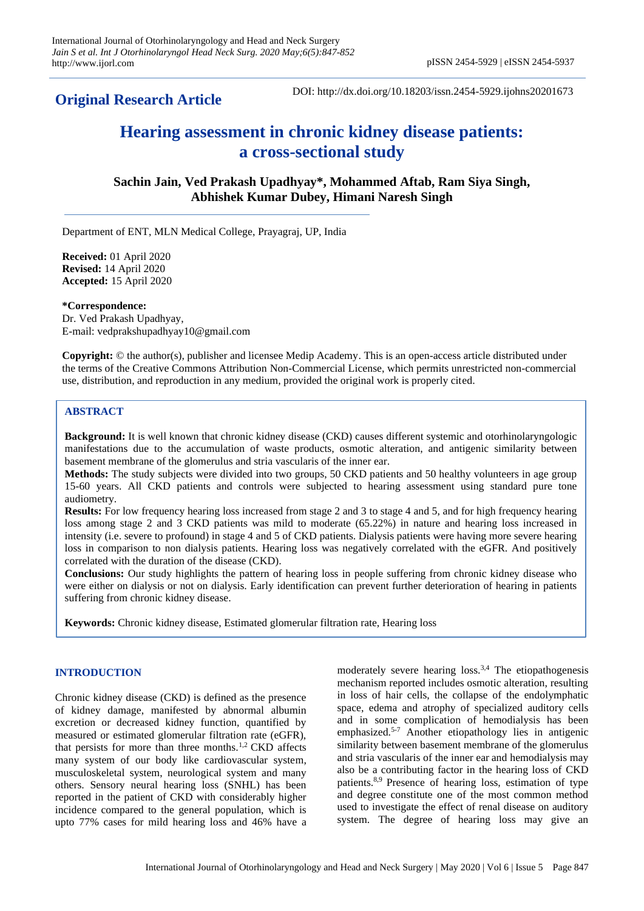**Original Research Article**

DOI: http://dx.doi.org/10.18203/issn.2454-5929.ijohns20201673

# Hearing assessment in chronic kidney disease patients: a cross-sectional study

**Sachin Jain, Ved Prakash Upadhyay*, Mohammed Aftab, Ram Siya Singh, Abhishek Kumar Dubey, Himani Naresh Singh**

Department of ENT, MLN Medical College, Prayagraj, UP, India

**Received:** 01 April 2020
**Revised:** 14 April 2020
**Accepted:** 15 April 2020

***Correspondence:**
Dr. Ved Prakash Upadhyay,
E-mail: vedprakshupadhyay10@gmail.com

**Copyright:** © the author(s), publisher and licensee Medip Academy. This is an open-access article distributed under the terms of the Creative Commons Attribution Non-Commercial License, which permits unrestricted non-commercial use, distribution, and reproduction in any medium, provided the original work is properly cited.

## ABSTRACT

**Background:** It is well known that chronic kidney disease (CKD) causes different systemic and otorhinolaryngologic manifestations due to the accumulation of waste products, osmotic alteration, and antigenic similarity between basement membrane of the glomerulus and stria vascularis of the inner ear.

**Methods:** The study subjects were divided into two groups, 50 CKD patients and 50 healthy volunteers in age group 15-60 years. All CKD patients and controls were subjected to hearing assessment using standard pure tone audiometry.

**Results:** For low frequency hearing loss increased from stage 2 and 3 to stage 4 and 5, and for high frequency hearing loss among stage 2 and 3 CKD patients was mild to moderate (65.22%) in nature and hearing loss increased in intensity (i.e. severe to profound) in stage 4 and 5 of CKD patients. Dialysis patients were having more severe hearing loss in comparison to non dialysis patients. Hearing loss was negatively correlated with the eGFR. And positively correlated with the duration of the disease (CKD).

**Conclusions:** Our study highlights the pattern of hearing loss in people suffering from chronic kidney disease who were either on dialysis or not on dialysis. Early identification can prevent further deterioration of hearing in patients suffering from chronic kidney disease.

**Keywords:** Chronic kidney disease, Estimated glomerular filtration rate, Hearing loss

## INTRODUCTION

Chronic kidney disease (CKD) is defined as the presence of kidney damage, manifested by abnormal albumin excretion or decreased kidney function, quantified by measured or estimated glomerular filtration rate (eGFR), that persists for more than three months.[1,2] CKD affects many system of our body like cardiovascular system, musculoskeletal system, neurological system and many others. Sensory neural hearing loss (SNHL) has been reported in the patient of CKD with considerably higher incidence compared to the general population, which is upto 77% cases for mild hearing loss and 46% have a moderately severe hearing loss.[3,4] The etiopathogenesis mechanism reported includes osmotic alteration, resulting in loss of hair cells, the collapse of the endolymphatic space, edema and atrophy of specialized auditory cells and in some complication of hemodialysis loss of hearing has been emphasized.[5-7] Another etiopathology lies in antigenic similarity between basement membrane of the glomerulus and stria vascularis of the inner ear and hemodialysis may also be a contributing factor in the hearing loss of CKD patients.[8,9] Presence of hearing loss, estimation of type and degree constitute one of the most common method used to investigate the effect of renal disease on auditory system. The degree of hearing loss may give an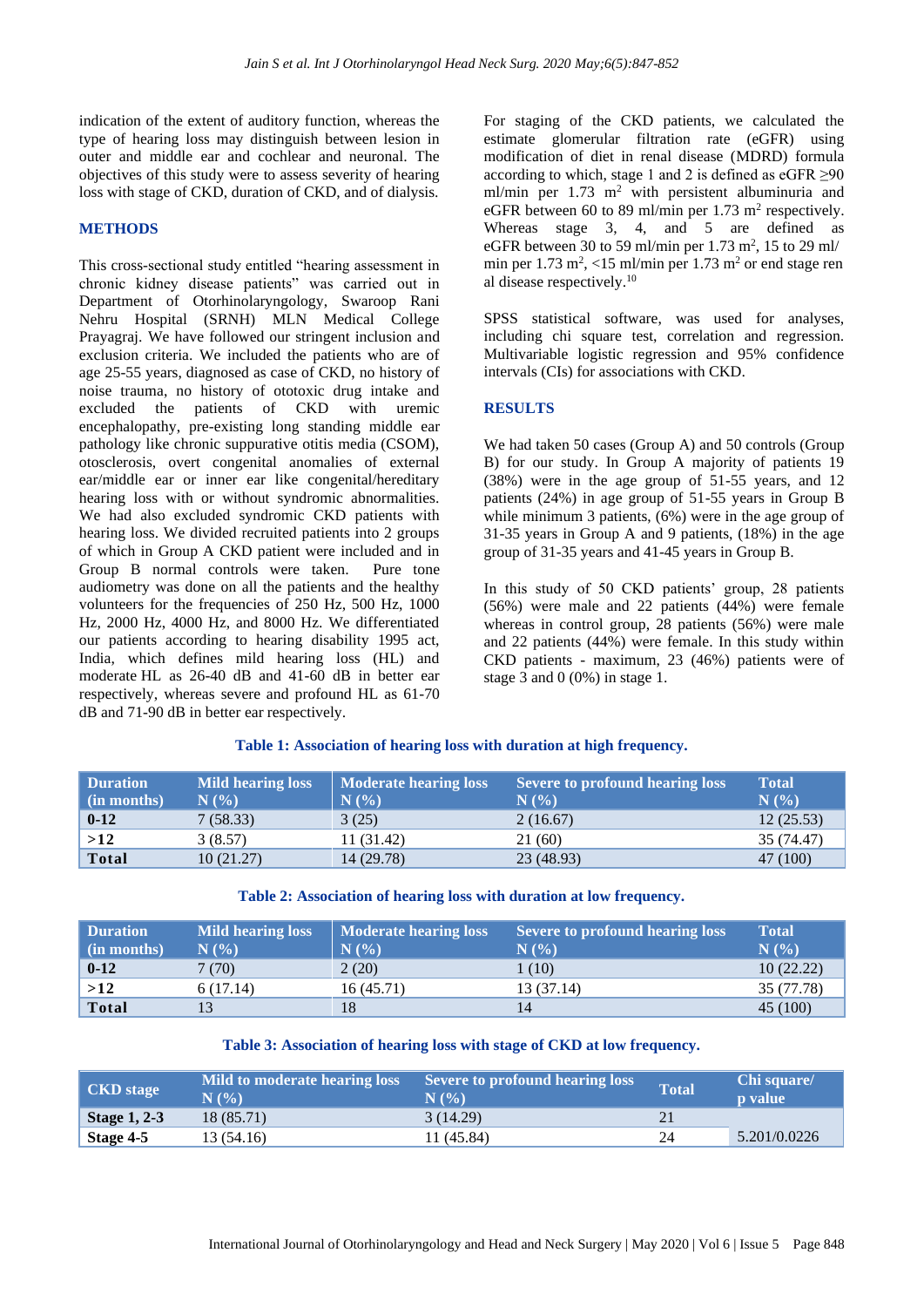indication of the extent of auditory function, whereas the type of hearing loss may distinguish between lesion in outer and middle ear and cochlear and neuronal. The objectives of this study were to assess severity of hearing loss with stage of CKD, duration of CKD, and of dialysis.

## METHODS

This cross-sectional study entitled "hearing assessment in chronic kidney disease patients" was carried out in Department of Otorhinolaryngology, Swaroop Rani Nehru Hospital (SRNH) MLN Medical College Prayagraj. We have followed our stringent inclusion and exclusion criteria. We included the patients who are of age 25-55 years, diagnosed as case of CKD, no history of noise trauma, no history of ototoxic drug intake and excluded the patients of CKD with uremic encephalopathy, pre-existing long standing middle ear pathology like chronic suppurative otitis media (CSOM), otosclerosis, overt congenital anomalies of external ear/middle ear or inner ear like congenital/hereditary hearing loss with or without syndromic abnormalities. We had also excluded syndromic CKD patients with hearing loss. We divided recruited patients into 2 groups of which in Group A CKD patient were included and in Group B normal controls were taken. Pure tone audiometry was done on all the patients and the healthy volunteers for the frequencies of 250 Hz, 500 Hz, 1000 Hz, 2000 Hz, 4000 Hz, and 8000 Hz. We differentiated our patients according to hearing disability 1995 act, India, which defines mild hearing loss (HL) and moderate HL as 26-40 dB and 41-60 dB in better ear respectively, whereas severe and profound HL as 61-70 dB and 71-90 dB in better ear respectively.

For staging of the CKD patients, we calculated the estimate glomerular filtration rate (eGFR) using modification of diet in renal disease (MDRD) formula according to which, stage 1 and 2 is defined as eGFR ≥90 ml/min per 1.73 m$^2$ with persistent albuminuria and eGFR between 60 to 89 ml/min per 1.73 m$^2$ respectively. Whereas stage 3, 4, and 5 are defined as eGFR between 30 to 59 ml/min per 1.73 m$^2$, 15 to 29 ml/min per 1.73 m$^2$, <15 ml/min per 1.73 m$^2$ or end stage ren al disease respectively.[10]

SPSS statistical software, was used for analyses, including chi square test, correlation and regression. Multivariable logistic regression and 95% confidence intervals (CIs) for associations with CKD.

## RESULTS

We had taken 50 cases (Group A) and 50 controls (Group B) for our study. In Group A majority of patients 19 (38%) were in the age group of 51-55 years, and 12 patients (24%) in age group of 51-55 years in Group B while minimum 3 patients, (6%) were in the age group of 31-35 years in Group A and 9 patients, (18%) in the age group of 31-35 years and 41-45 years in Group B.

In this study of 50 CKD patients' group, 28 patients (56%) were male and 22 patients (44%) were female whereas in control group, 28 patients (56%) were male and 22 patients (44%) were female. In this study within CKD patients - maximum, 23 (46%) patients were of stage 3 and 0 (0%) in stage 1.

**Table 1: Association of hearing loss with duration at high frequency.**

| Duration (in months) | Mild hearing loss N (%) | Moderate hearing loss N (%) | Severe to profound hearing loss N (%) | Total N (%) |
|---|---|---|---|---|
| **0-12** | 7 (58.33) | 3 (25) | 2 (16.67) | 12 (25.53) |
| **>12** | 3 (8.57) | 11 (31.42) | 21 (60) | 35 (74.47) |
| **Total** | 10 (21.27) | 14 (29.78) | 23 (48.93) | 47 (100) |

**Table 2: Association of hearing loss with duration at low frequency.**

| Duration (in months) | Mild hearing loss N (%) | Moderate hearing loss N (%) | Severe to profound hearing loss N (%) | Total N (%) |
|---|---|---|---|---|
| **0-12** | 7 (70) | 2 (20) | 1 (10) | 10 (22.22) |
| **>12** | 6 (17.14) | 16 (45.71) | 13 (37.14) | 35 (77.78) |
| **Total** | 13 | 18 | 14 | 45 (100) |

**Table 3: Association of hearing loss with stage of CKD at low frequency.**

| CKD stage | Mild to moderate hearing loss N (%) | Severe to profound hearing loss N (%) | Total | Chi square/ p value |
|---|---|---|---|---|
| **Stage 1, 2-3** | 18 (85.71) | 3 (14.29) | 21 | |
| **Stage 4-5** | 13 (54.16) | 11 (45.84) | 24 | 5.201/0.0226 |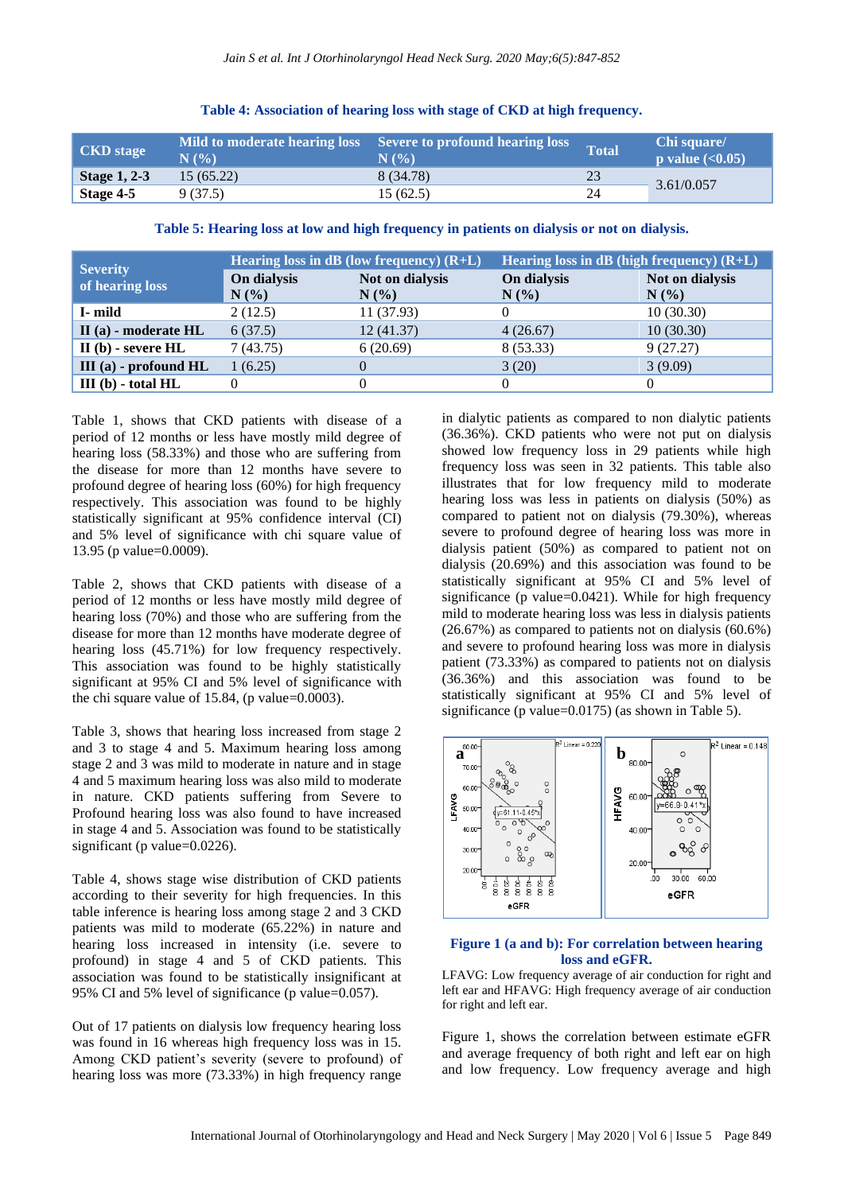**Table 4: Association of hearing loss with stage of CKD at high frequency.**

| CKD stage | Mild to moderate hearing loss N (%) | Severe to profound hearing loss N (%) | Total | Chi square/ p value (<0.05) |
|---|---|---|---|---|
| **Stage 1, 2-3** | 15 (65.22) | 8 (34.78) | 23 | 3.61/0.057 |
| **Stage 4-5** | 9 (37.5) | 15 (62.5) | 24 | |

**Table 5: Hearing loss at low and high frequency in patients on dialysis or not on dialysis.**

| Severity of hearing loss | Hearing loss in dB (low frequency) (R+L) | | Hearing loss in dB (high frequency) (R+L) | |
|---|---|---|---|---|
| | On dialysis N (%) | Not on dialysis N (%) | On dialysis N (%) | Not on dialysis N (%) |
| **I- mild** | 2 (12.5) | 11 (37.93) | 0 | 10 (30.30) |
| **II (a) - moderate HL** | 6 (37.5) | 12 (41.37) | 4 (26.67) | 10 (30.30) |
| **II (b) - severe HL** | 7 (43.75) | 6 (20.69) | 8 (53.33) | 9 (27.27) |
| **III (a) - profound HL** | 1 (6.25) | 0 | 3 (20) | 3 (9.09) |
| **III (b) - total HL** | 0 | 0 | 0 | 0 |

Table 1, shows that CKD patients with disease of a period of 12 months or less have mostly mild degree of hearing loss (58.33%) and those who are suffering from the disease for more than 12 months have severe to profound degree of hearing loss (60%) for high frequency respectively. This association was found to be highly statistically significant at 95% confidence interval (CI) and 5% level of significance with chi square value of 13.95 (p value=0.0009).

Table 2, shows that CKD patients with disease of a period of 12 months or less have mostly mild degree of hearing loss (70%) and those who are suffering from the disease for more than 12 months have moderate degree of hearing loss (45.71%) for low frequency respectively. This association was found to be highly statistically significant at 95% CI and 5% level of significance with the chi square value of 15.84, (p value=0.0003).

Table 3, shows that hearing loss increased from stage 2 and 3 to stage 4 and 5. Maximum hearing loss among stage 2 and 3 was mild to moderate in nature and in stage 4 and 5 maximum hearing loss was also mild to moderate in nature. CKD patients suffering from Severe to Profound hearing loss was also found to have increased in stage 4 and 5. Association was found to be statistically significant (p value=0.0226).

Table 4, shows stage wise distribution of CKD patients according to their severity for high frequencies. In this table inference is hearing loss among stage 2 and 3 CKD patients was mild to moderate (65.22%) in nature and hearing loss increased in intensity (i.e. severe to profound) in stage 4 and 5 of CKD patients. This association was found to be statistically insignificant at 95% CI and 5% level of significance (p value=0.057).

Out of 17 patients on dialysis low frequency hearing loss was found in 16 whereas high frequency loss was in 15. Among CKD patient's severity (severe to profound) of hearing loss was more (73.33%) in high frequency range in dialytic patients as compared to non dialytic patients (36.36%). CKD patients who were not put on dialysis showed low frequency loss in 29 patients while high frequency loss was seen in 32 patients. This table also illustrates that for low frequency mild to moderate hearing loss was less in patients on dialysis (50%) as compared to patient not on dialysis (79.30%), whereas severe to profound degree of hearing loss was more in dialysis patient (50%) as compared to patient not on dialysis (20.69%) and this association was found to be statistically significant at 95% CI and 5% level of significance (p value=0.0421). While for high frequency mild to moderate hearing loss was less in dialysis patients (26.67%) as compared to patients not on dialysis (60.6%) and severe to profound hearing loss was more in dialysis patient (73.33%) as compared to patients not on dialysis (36.36%) and this association was found to be statistically significant at 95% CI and 5% level of significance (p value=0.0175) (as shown in Table 5).

**Figure 1 (a and b): For correlation between hearing loss and eGFR.**

LFAVG: Low frequency average of air conduction for right and left ear and HFAVG: High frequency average of air conduction for right and left ear.

Figure 1, shows the correlation between estimate eGFR and average frequency of both right and left ear on high and low frequency. Low frequency average and high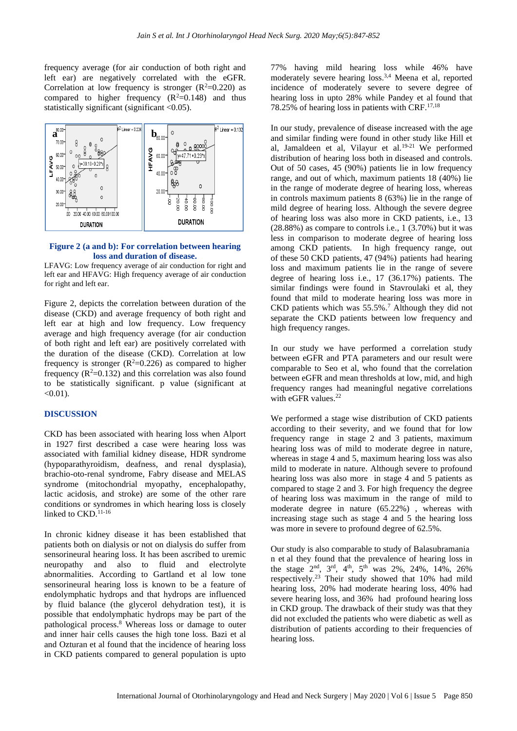frequency average (for air conduction of both right and left ear) are negatively correlated with the eGFR. Correlation at low frequency is stronger ($R^2$=0.220) as compared to higher frequency ($R^2$=0.148) and thus statistically significant (significant <0.05).

**Figure 2 (a and b): For correlation between hearing loss and duration of disease.**

LFAVG: Low frequency average of air conduction for right and left ear and HFAVG: High frequency average of air conduction for right and left ear.

Figure 2, depicts the correlation between duration of the disease (CKD) and average frequency of both right and left ear at high and low frequency. Low frequency average and high frequency average (for air conduction of both right and left ear) are positively correlated with the duration of the disease (CKD). Correlation at low frequency is stronger ($R^2$=0.226) as compared to higher frequency ($R^2$=0.132) and this correlation was also found to be statistically significant. p value (significant at <0.01).

## DISCUSSION

CKD has been associated with hearing loss when Alport in 1927 first described a case were hearing loss was associated with familial kidney disease, HDR syndrome (hypoparathyroidism, deafness, and renal dysplasia), brachio-oto-renal syndrome, Fabry disease and MELAS syndrome (mitochondrial myopathy, encephalopathy, lactic acidosis, and stroke) are some of the other rare conditions or syndromes in which hearing loss is closely linked to CKD.[11-16]

In chronic kidney disease it has been established that patients both on dialysis or not on dialysis do suffer from sensorineural hearing loss. It has been ascribed to uremic neuropathy and also to fluid and electrolyte abnormalities. According to Gartland et al low tone sensorineural hearing loss is known to be a feature of endolymphatic hydrops and that hydrops are influenced by fluid balance (the glycerol dehydration test), it is possible that endolymphatic hydrops may be part of the pathological process.[8] Whereas loss or damage to outer and inner hair cells causes the high tone loss. Bazi et al and Ozturan et al found that the incidence of hearing loss in CKD patients compared to general population is upto 77% having mild hearing loss while 46% have moderately severe hearing loss.[3,4] Meena et al, reported incidence of moderately severe to severe degree of hearing loss in upto 28% while Pandey et al found that 78.25% of hearing loss in patients with CRF.[17,18]

In our study, prevalence of disease increased with the age and similar finding were found in other study like Hill et al, Jamaldeen et al, Vilayur et al.[19-21] We performed distribution of hearing loss both in diseased and controls. Out of 50 cases, 45 (90%) patients lie in low frequency range, and out of which, maximum patients 18 (40%) lie in the range of moderate degree of hearing loss, whereas in controls maximum patients 8 (63%) lie in the range of mild degree of hearing loss. Although the severe degree of hearing loss was also more in CKD patients, i.e., 13 (28.88%) as compare to controls i.e., 1 (3.70%) but it was less in comparison to moderate degree of hearing loss among CKD patients. In high frequency range, out of these 50 CKD patients, 47 (94%) patients had hearing loss and maximum patients lie in the range of severe degree of hearing loss i.e., 17 (36.17%) patients. The similar findings were found in Stavroulaki et al, they found that mild to moderate hearing loss was more in CKD patients which was 55.5%.[7] Although they did not separate the CKD patients between low frequency and high frequency ranges.

In our study we have performed a correlation study between eGFR and PTA parameters and our result were comparable to Seo et al, who found that the correlation between eGFR and mean thresholds at low, mid, and high frequency ranges had meaningful negative correlations with eGFR values.[22]

We performed a stage wise distribution of CKD patients according to their severity, and we found that for low frequency range in stage 2 and 3 patients, maximum hearing loss was of mild to moderate degree in nature, whereas in stage 4 and 5, maximum hearing loss was also mild to moderate in nature. Although severe to profound hearing loss was also more in stage 4 and 5 patients as compared to stage 2 and 3. For high frequency the degree of hearing loss was maximum in the range of mild to moderate degree in nature (65.22%) , whereas with increasing stage such as stage 4 and 5 the hearing loss was more in severe to profound degree of 62.5%.

Our study is also comparable to study of Balasubramanian et al they found that the prevalence of hearing loss in the stage 2nd, 3rd, 4th, 5th was 2%, 24%, 14%, 26% respectively.[23] Their study showed that 10% had mild hearing loss, 20% had moderate hearing loss, 40% had severe hearing loss, and 36% had profound hearing loss in CKD group. The drawback of their study was that they did not excluded the patients who were diabetic as well as distribution of patients according to their frequencies of hearing loss.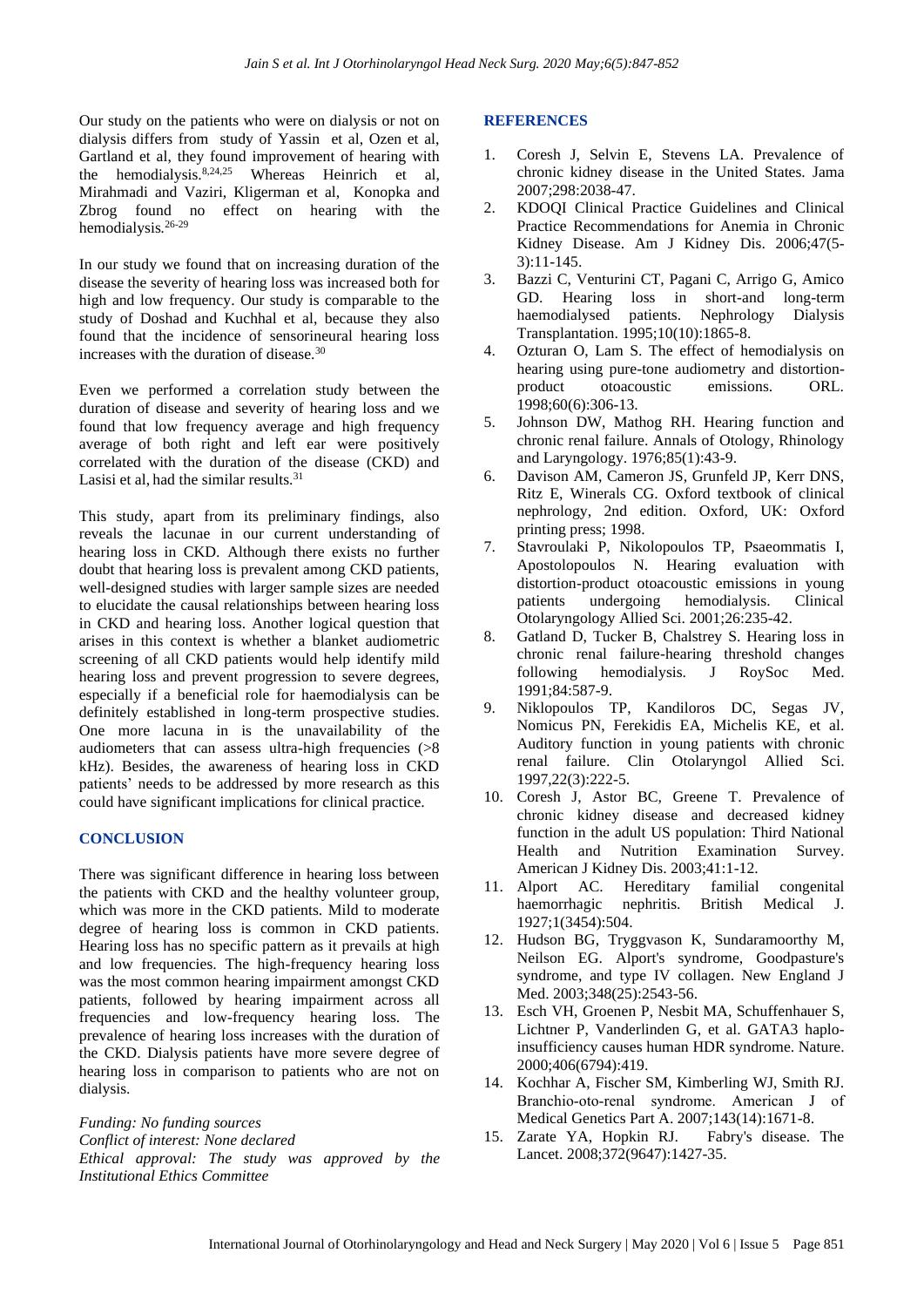Our study on the patients who were on dialysis or not on dialysis differs from study of Yassin et al, Ozen et al, Gartland et al, they found improvement of hearing with the hemodialysis.[8,24,25] Whereas Heinrich et al, Mirahmadi and Vaziri, Kligerman et al, Konopka and Zbrog found no effect on hearing with the hemodialysis.[26-29]

In our study we found that on increasing duration of the disease the severity of hearing loss was increased both for high and low frequency. Our study is comparable to the study of Doshad and Kuchhal et al, because they also found that the incidence of sensorineural hearing loss increases with the duration of disease.[30]

Even we performed a correlation study between the duration of disease and severity of hearing loss and we found that low frequency average and high frequency average of both right and left ear were positively correlated with the duration of the disease (CKD) and Lasisi et al, had the similar results.[31]

This study, apart from its preliminary findings, also reveals the lacunae in our current understanding of hearing loss in CKD. Although there exists no further doubt that hearing loss is prevalent among CKD patients, well-designed studies with larger sample sizes are needed to elucidate the causal relationships between hearing loss in CKD and hearing loss. Another logical question that arises in this context is whether a blanket audiometric screening of all CKD patients would help identify mild hearing loss and prevent progression to severe degrees, especially if a beneficial role for haemodialysis can be definitely established in long-term prospective studies. One more lacuna in is the unavailability of the audiometers that can assess ultra-high frequencies (>8 kHz). Besides, the awareness of hearing loss in CKD patients' needs to be addressed by more research as this could have significant implications for clinical practice.

## CONCLUSION

There was significant difference in hearing loss between the patients with CKD and the healthy volunteer group, which was more in the CKD patients. Mild to moderate degree of hearing loss is common in CKD patients. Hearing loss has no specific pattern as it prevails at high and low frequencies. The high-frequency hearing loss was the most common hearing impairment amongst CKD patients, followed by hearing impairment across all frequencies and low-frequency hearing loss. The prevalence of hearing loss increases with the duration of the CKD. Dialysis patients have more severe degree of hearing loss in comparison to patients who are not on dialysis.

*Funding: No funding sources*
*Conflict of interest: None declared*
*Ethical approval: The study was approved by the Institutional Ethics Committee*

## REFERENCES

1. Coresh J, Selvin E, Stevens LA. Prevalence of chronic kidney disease in the United States. Jama 2007;298:2038-47.
2. KDOQI Clinical Practice Guidelines and Clinical Practice Recommendations for Anemia in Chronic Kidney Disease. Am J Kidney Dis. 2006;47(5-3):11-145.
3. Bazzi C, Venturini CT, Pagani C, Arrigo G, Amico GD. Hearing loss in short-and long-term haemodialysed patients. Nephrology Dialysis Transplantation. 1995;10(10):1865-8.
4. Ozturan O, Lam S. The effect of hemodialysis on hearing using pure-tone audiometry and distortion-product otoacoustic emissions. ORL. 1998;60(6):306-13.
5. Johnson DW, Mathog RH. Hearing function and chronic renal failure. Annals of Otology, Rhinology and Laryngology. 1976;85(1):43-9.
6. Davison AM, Cameron JS, Grunfeld JP, Kerr DNS, Ritz E, Winerals CG. Oxford textbook of clinical nephrology, 2nd edition. Oxford, UK: Oxford printing press; 1998.
7. Stavroulaki P, Nikolopoulos TP, Psaeommatis I, Apostolopoulos N. Hearing evaluation with distortion-product otoacoustic emissions in young patients undergoing hemodialysis. Clinical Otolaryngology Allied Sci. 2001;26:235-42.
8. Gatland D, Tucker B, Chalstrey S. Hearing loss in chronic renal failure-hearing threshold changes following hemodialysis. J RoySoc Med. 1991;84:587-9.
9. Niklopoulos TP, Kandiloros DC, Segas JV, Nomicus PN, Ferekidis EA, Michelis KE, et al. Auditory function in young patients with chronic renal failure. Clin Otolaryngol Allied Sci. 1997,22(3):222-5.
10. Coresh J, Astor BC, Greene T. Prevalence of chronic kidney disease and decreased kidney function in the adult US population: Third National Health and Nutrition Examination Survey. American J Kidney Dis. 2003;41:1-12.
11. Alport AC. Hereditary familial congenital haemorrhagic nephritis. British Medical J. 1927;1(3454):504.
12. Hudson BG, Tryggvason K, Sundaramoorthy M, Neilson EG. Alport's syndrome, Goodpasture's syndrome, and type IV collagen. New England J Med. 2003;348(25):2543-56.
13. Esch VH, Groenen P, Nesbit MA, Schuffenhauer S, Lichtner P, Vanderlinden G, et al. GATA3 haplo-insufficiency causes human HDR syndrome. Nature. 2000;406(6794):419.
14. Kochhar A, Fischer SM, Kimberling WJ, Smith RJ. Branchio-oto-renal syndrome. American J of Medical Genetics Part A. 2007;143(14):1671-8.
15. Zarate YA, Hopkin RJ. Fabry's disease. The Lancet. 2008;372(9647):1427-35.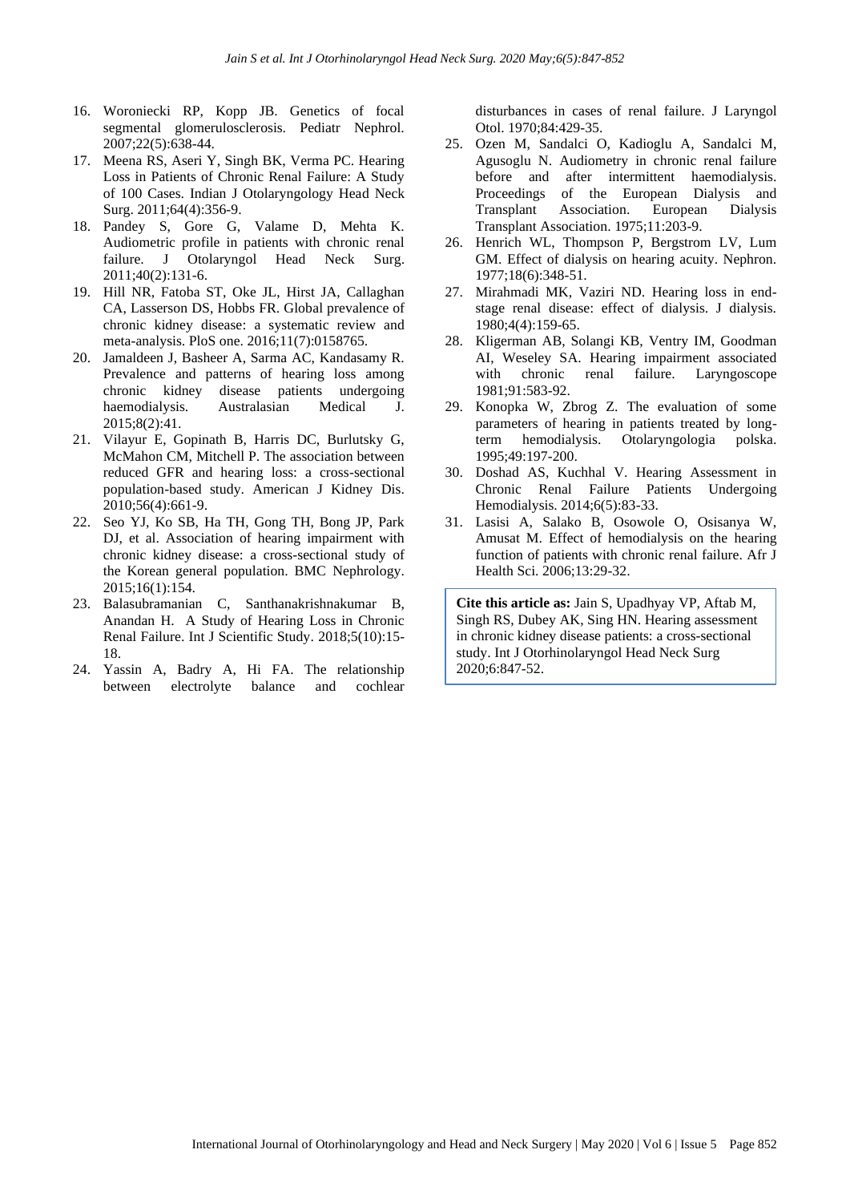16. Woroniecki RP, Kopp JB. Genetics of focal segmental glomerulosclerosis. Pediatr Nephrol. 2007;22(5):638-44.
17. Meena RS, Aseri Y, Singh BK, Verma PC. Hearing Loss in Patients of Chronic Renal Failure: A Study of 100 Cases. Indian J Otolaryngology Head Neck Surg. 2011;64(4):356-9.
18. Pandey S, Gore G, Valame D, Mehta K. Audiometric profile in patients with chronic renal failure. J Otolaryngol Head Neck Surg. 2011;40(2):131-6.
19. Hill NR, Fatoba ST, Oke JL, Hirst JA, Callaghan CA, Lasserson DS, Hobbs FR. Global prevalence of chronic kidney disease: a systematic review and meta-analysis. PloS one. 2016;11(7):0158765.
20. Jamaldeen J, Basheer A, Sarma AC, Kandasamy R. Prevalence and patterns of hearing loss among chronic kidney disease patients undergoing haemodialysis. Australasian Medical J. 2015;8(2):41.
21. Vilayur E, Gopinath B, Harris DC, Burlutsky G, McMahon CM, Mitchell P. The association between reduced GFR and hearing loss: a cross-sectional population-based study. American J Kidney Dis. 2010;56(4):661-9.
22. Seo YJ, Ko SB, Ha TH, Gong TH, Bong JP, Park DJ, et al. Association of hearing impairment with chronic kidney disease: a cross-sectional study of the Korean general population. BMC Nephrology. 2015;16(1):154.
23. Balasubramanian C, Santhanakrishnakumar B, Anandan H. A Study of Hearing Loss in Chronic Renal Failure. Int J Scientific Study. 2018;5(10):15-18.
24. Yassin A, Badry A, Hi FA. The relationship between electrolyte balance and cochlear disturbances in cases of renal failure. J Laryngol Otol. 1970;84:429-35.
25. Ozen M, Sandalci O, Kadioglu A, Sandalci M, Agusoglu N. Audiometry in chronic renal failure before and after intermittent haemodialysis. Proceedings of the European Dialysis and Transplant Association. European Dialysis Transplant Association. 1975;11:203-9.
26. Henrich WL, Thompson P, Bergstrom LV, Lum GM. Effect of dialysis on hearing acuity. Nephron. 1977;18(6):348-51.
27. Mirahmadi MK, Vaziri ND. Hearing loss in end-stage renal disease: effect of dialysis. J dialysis. 1980;4(4):159-65.
28. Kligerman AB, Solangi KB, Ventry IM, Goodman AI, Weseley SA. Hearing impairment associated with chronic renal failure. Laryngoscope 1981;91:583-92.
29. Konopka W, Zbrog Z. The evaluation of some parameters of hearing in patients treated by long-term hemodialysis. Otolaryngologia polska. 1995;49:197-200.
30. Doshad AS, Kuchhal V. Hearing Assessment in Chronic Renal Failure Patients Undergoing Hemodialysis. 2014;6(5):83-33.
31. Lasisi A, Salako B, Osowole O, Osisanya W, Amusat M. Effect of hemodialysis on the hearing function of patients with chronic renal failure. Afr J Health Sci. 2006;13:29-32.

**Cite this article as:** Jain S, Upadhyay VP, Aftab M, Singh RS, Dubey AK, Sing HN. Hearing assessment in chronic kidney disease patients: a cross-sectional study. Int J Otorhinolaryngol Head Neck Surg 2020;6:847-52.